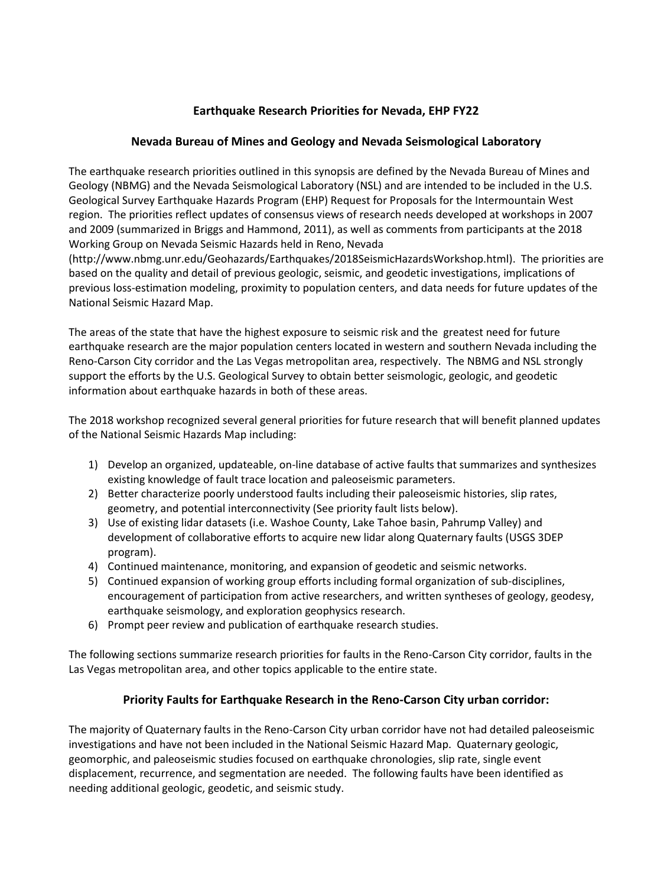## Earthquake Research Priorities for Nevada, EHP FY22

### Nevada Bureau of Mines and Geology and Nevada Seismological Laboratory

The earthquake research priorities outlined in this synopsis are defined by the Nevada Bureau of Mines and Geology (NBMG) and the Nevada Seismological Laboratory (NSL) and are intended to be included in the U.S. Geological Survey Earthquake Hazards Program (EHP) Request for Proposals for the Intermountain West region. The priorities reflect updates of consensus views of research needs developed at workshops in 2007 and 2009 (summarized in Briggs and Hammond, 2011), as well as comments from participants at the 2018 Working Group on Nevada Seismic Hazards held in Reno, Nevada (http://www.nbmg.unr.edu/Geohazards/Earthquakes/2018SeismicHazardsWorkshop.html). The priorities are based on the quality and detail of previous geologic, seismic, and geodetic investigations, implications of previous loss-estimation modeling, proximity to population centers, and data needs for future updates of the National Seismic Hazard Map.

The areas of the state that have the highest exposure to seismic risk and the greatest need for future earthquake research are the major population centers located in western and southern Nevada including the Reno-Carson City corridor and the Las Vegas metropolitan area, respectively. The NBMG and NSL strongly support the efforts by the U.S. Geological Survey to obtain better seismologic, geologic, and geodetic information about earthquake hazards in both of these areas.

The 2018 workshop recognized several general priorities for future research that will benefit planned updates of the National Seismic Hazards Map including:

1) Develop an organized, updateable, on-line database of active faults that summarizes and synthesizes existing knowledge of fault trace location and paleoseismic parameters.
2) Better characterize poorly understood faults including their paleoseismic histories, slip rates, geometry, and potential interconnectivity (See priority fault lists below).
3) Use of existing lidar datasets (i.e. Washoe County, Lake Tahoe basin, Pahrump Valley) and development of collaborative efforts to acquire new lidar along Quaternary faults (USGS 3DEP program).
4) Continued maintenance, monitoring, and expansion of geodetic and seismic networks.
5) Continued expansion of working group efforts including formal organization of sub-disciplines, encouragement of participation from active researchers, and written syntheses of geology, geodesy, earthquake seismology, and exploration geophysics research.
6) Prompt peer review and publication of earthquake research studies.

The following sections summarize research priorities for faults in the Reno-Carson City corridor, faults in the Las Vegas metropolitan area, and other topics applicable to the entire state.

### Priority Faults for Earthquake Research in the Reno-Carson City urban corridor:

The majority of Quaternary faults in the Reno-Carson City urban corridor have not had detailed paleoseismic investigations and have not been included in the National Seismic Hazard Map. Quaternary geologic, geomorphic, and paleoseismic studies focused on earthquake chronologies, slip rate, single event displacement, recurrence, and segmentation are needed. The following faults have been identified as needing additional geologic, geodetic, and seismic study.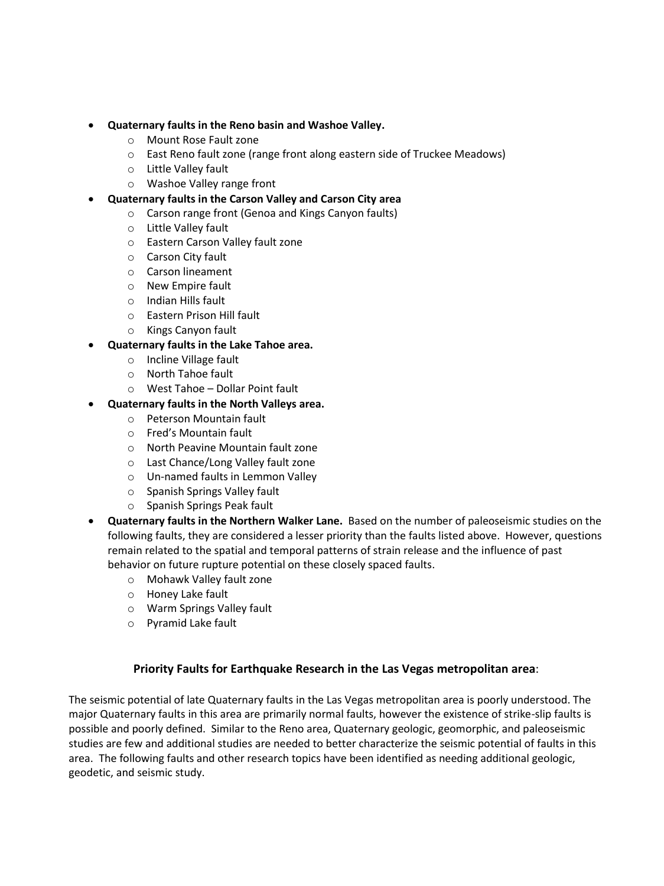- **Quaternary faults in the Reno basin and Washoe Valley.**
  - Mount Rose Fault zone
  - East Reno fault zone (range front along eastern side of Truckee Meadows)
  - Little Valley fault
  - Washoe Valley range front
- **Quaternary faults in the Carson Valley and Carson City area**
  - Carson range front (Genoa and Kings Canyon faults)
  - Little Valley fault
  - Eastern Carson Valley fault zone
  - Carson City fault
  - Carson lineament
  - New Empire fault
  - Indian Hills fault
  - Eastern Prison Hill fault
  - Kings Canyon fault
- **Quaternary faults in the Lake Tahoe area.**
  - Incline Village fault
  - North Tahoe fault
  - West Tahoe – Dollar Point fault
- **Quaternary faults in the North Valleys area.**
  - Peterson Mountain fault
  - Fred's Mountain fault
  - North Peavine Mountain fault zone
  - Last Chance/Long Valley fault zone
  - Un-named faults in Lemmon Valley
  - Spanish Springs Valley fault
  - Spanish Springs Peak fault
- **Quaternary faults in the Northern Walker Lane.** Based on the number of paleoseismic studies on the following faults, they are considered a lesser priority than the faults listed above. However, questions remain related to the spatial and temporal patterns of strain release and the influence of past behavior on future rupture potential on these closely spaced faults.
  - Mohawk Valley fault zone
  - Honey Lake fault
  - Warm Springs Valley fault
  - Pyramid Lake fault

## Priority Faults for Earthquake Research in the Las Vegas metropolitan area:

The seismic potential of late Quaternary faults in the Las Vegas metropolitan area is poorly understood. The major Quaternary faults in this area are primarily normal faults, however the existence of strike-slip faults is possible and poorly defined. Similar to the Reno area, Quaternary geologic, geomorphic, and paleoseismic studies are few and additional studies are needed to better characterize the seismic potential of faults in this area. The following faults and other research topics have been identified as needing additional geologic, geodetic, and seismic study.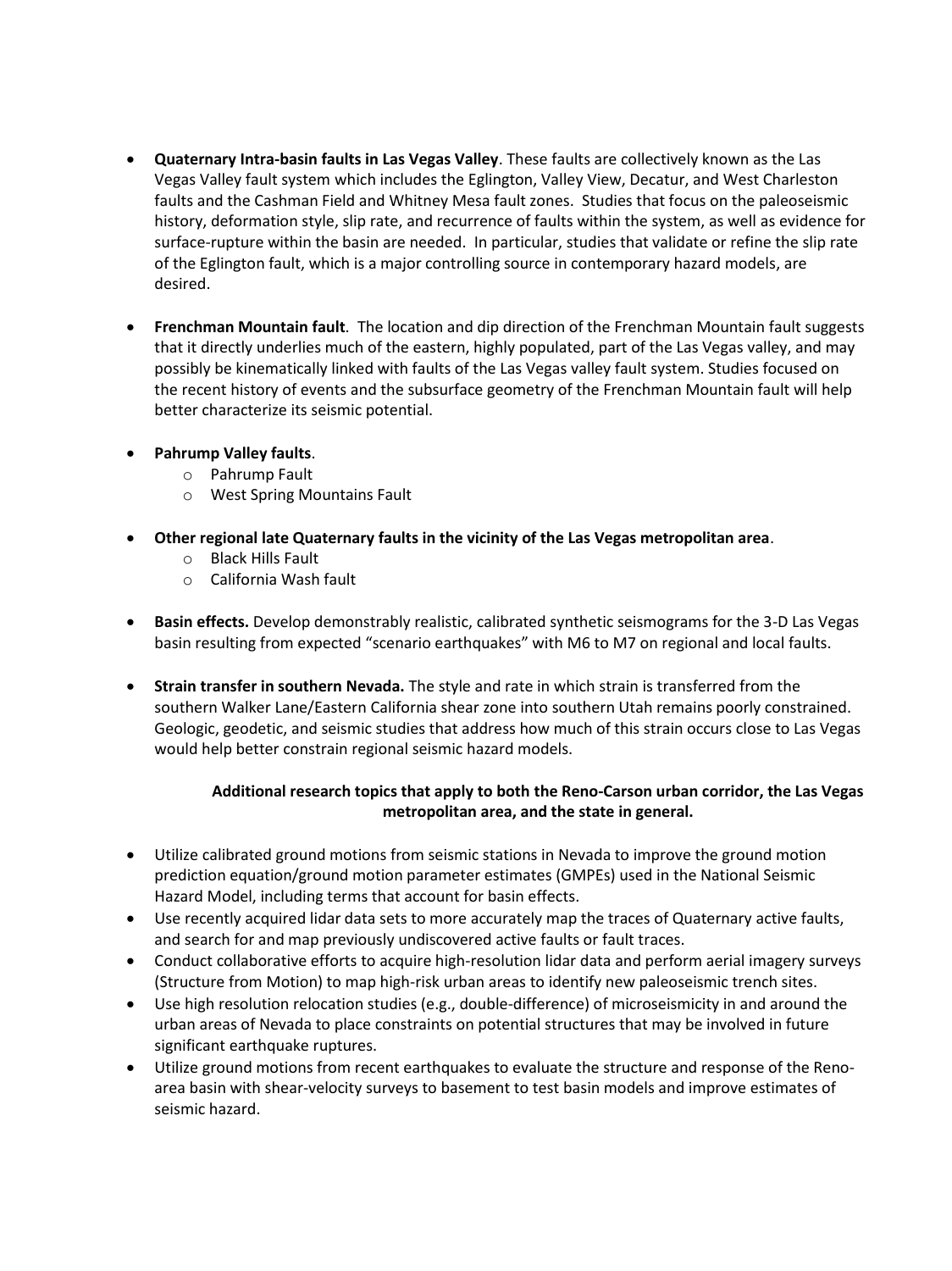- **Quaternary Intra-basin faults in Las Vegas Valley**. These faults are collectively known as the Las Vegas Valley fault system which includes the Eglington, Valley View, Decatur, and West Charleston faults and the Cashman Field and Whitney Mesa fault zones. Studies that focus on the paleoseismic history, deformation style, slip rate, and recurrence of faults within the system, as well as evidence for surface-rupture within the basin are needed. In particular, studies that validate or refine the slip rate of the Eglington fault, which is a major controlling source in contemporary hazard models, are desired.

- **Frenchman Mountain fault**. The location and dip direction of the Frenchman Mountain fault suggests that it directly underlies much of the eastern, highly populated, part of the Las Vegas valley, and may possibly be kinematically linked with faults of the Las Vegas valley fault system. Studies focused on the recent history of events and the subsurface geometry of the Frenchman Mountain fault will help better characterize its seismic potential.

- **Pahrump Valley faults**.
  - Pahrump Fault
  - West Spring Mountains Fault

- **Other regional late Quaternary faults in the vicinity of the Las Vegas metropolitan area**.
  - Black Hills Fault
  - California Wash fault

- **Basin effects.** Develop demonstrably realistic, calibrated synthetic seismograms for the 3-D Las Vegas basin resulting from expected "scenario earthquakes" with M6 to M7 on regional and local faults.

- **Strain transfer in southern Nevada.** The style and rate in which strain is transferred from the southern Walker Lane/Eastern California shear zone into southern Utah remains poorly constrained. Geologic, geodetic, and seismic studies that address how much of this strain occurs close to Las Vegas would help better constrain regional seismic hazard models.

**Additional research topics that apply to both the Reno-Carson urban corridor, the Las Vegas metropolitan area, and the state in general.**

- Utilize calibrated ground motions from seismic stations in Nevada to improve the ground motion prediction equation/ground motion parameter estimates (GMPEs) used in the National Seismic Hazard Model, including terms that account for basin effects.
- Use recently acquired lidar data sets to more accurately map the traces of Quaternary active faults, and search for and map previously undiscovered active faults or fault traces.
- Conduct collaborative efforts to acquire high-resolution lidar data and perform aerial imagery surveys (Structure from Motion) to map high-risk urban areas to identify new paleoseismic trench sites.
- Use high resolution relocation studies (e.g., double-difference) of microseismicity in and around the urban areas of Nevada to place constraints on potential structures that may be involved in future significant earthquake ruptures.
- Utilize ground motions from recent earthquakes to evaluate the structure and response of the Reno-area basin with shear-velocity surveys to basement to test basin models and improve estimates of seismic hazard.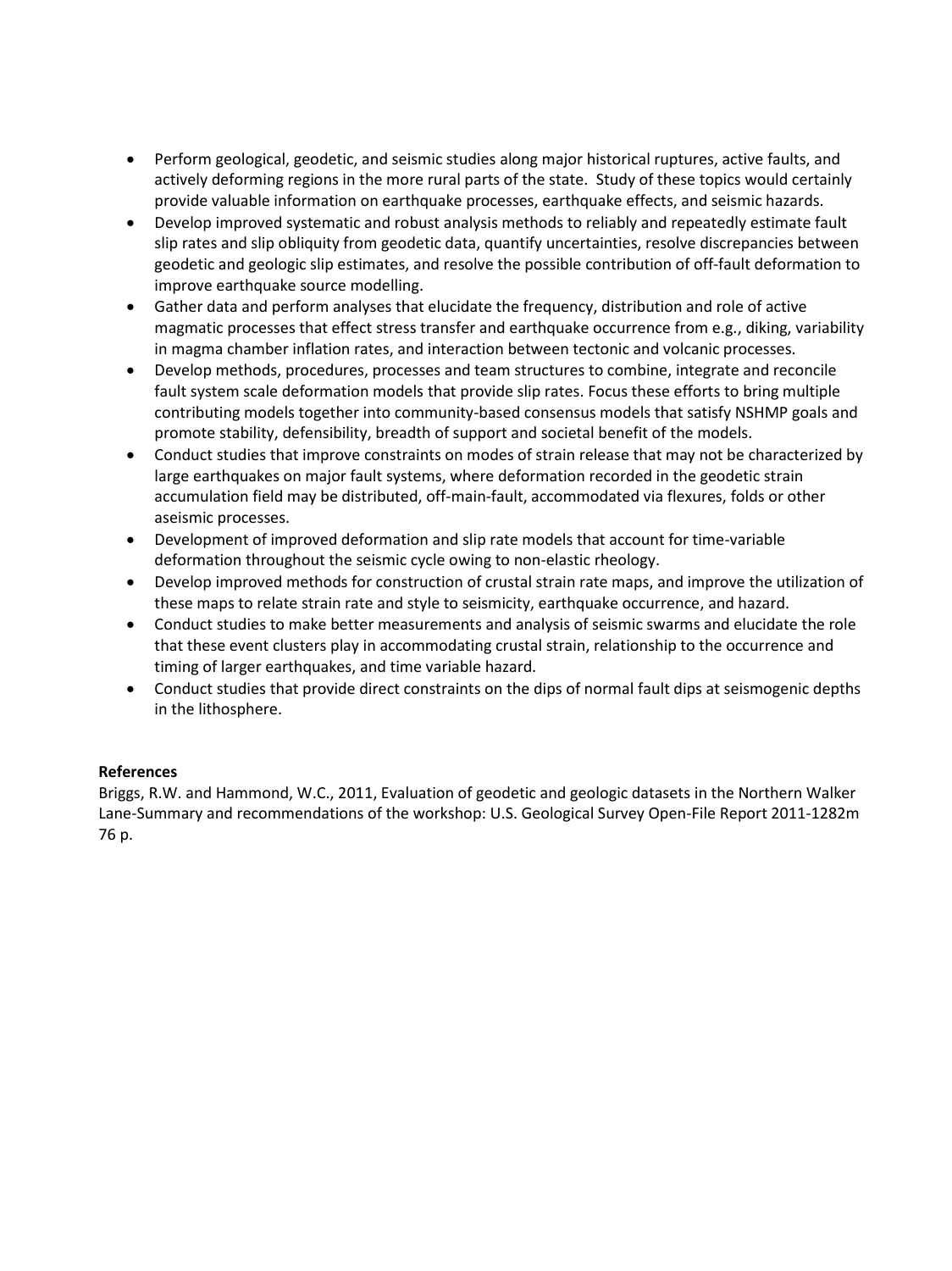- Perform geological, geodetic, and seismic studies along major historical ruptures, active faults, and actively deforming regions in the more rural parts of the state. Study of these topics would certainly provide valuable information on earthquake processes, earthquake effects, and seismic hazards.
- Develop improved systematic and robust analysis methods to reliably and repeatedly estimate fault slip rates and slip obliquity from geodetic data, quantify uncertainties, resolve discrepancies between geodetic and geologic slip estimates, and resolve the possible contribution of off-fault deformation to improve earthquake source modelling.
- Gather data and perform analyses that elucidate the frequency, distribution and role of active magmatic processes that effect stress transfer and earthquake occurrence from e.g., diking, variability in magma chamber inflation rates, and interaction between tectonic and volcanic processes.
- Develop methods, procedures, processes and team structures to combine, integrate and reconcile fault system scale deformation models that provide slip rates. Focus these efforts to bring multiple contributing models together into community-based consensus models that satisfy NSHMP goals and promote stability, defensibility, breadth of support and societal benefit of the models.
- Conduct studies that improve constraints on modes of strain release that may not be characterized by large earthquakes on major fault systems, where deformation recorded in the geodetic strain accumulation field may be distributed, off-main-fault, accommodated via flexures, folds or other aseismic processes.
- Development of improved deformation and slip rate models that account for time-variable deformation throughout the seismic cycle owing to non-elastic rheology.
- Develop improved methods for construction of crustal strain rate maps, and improve the utilization of these maps to relate strain rate and style to seismicity, earthquake occurrence, and hazard.
- Conduct studies to make better measurements and analysis of seismic swarms and elucidate the role that these event clusters play in accommodating crustal strain, relationship to the occurrence and timing of larger earthquakes, and time variable hazard.
- Conduct studies that provide direct constraints on the dips of normal fault dips at seismogenic depths in the lithosphere.

**References**

Briggs, R.W. and Hammond, W.C., 2011, Evaluation of geodetic and geologic datasets in the Northern Walker Lane-Summary and recommendations of the workshop: U.S. Geological Survey Open-File Report 2011-1282m 76 p.